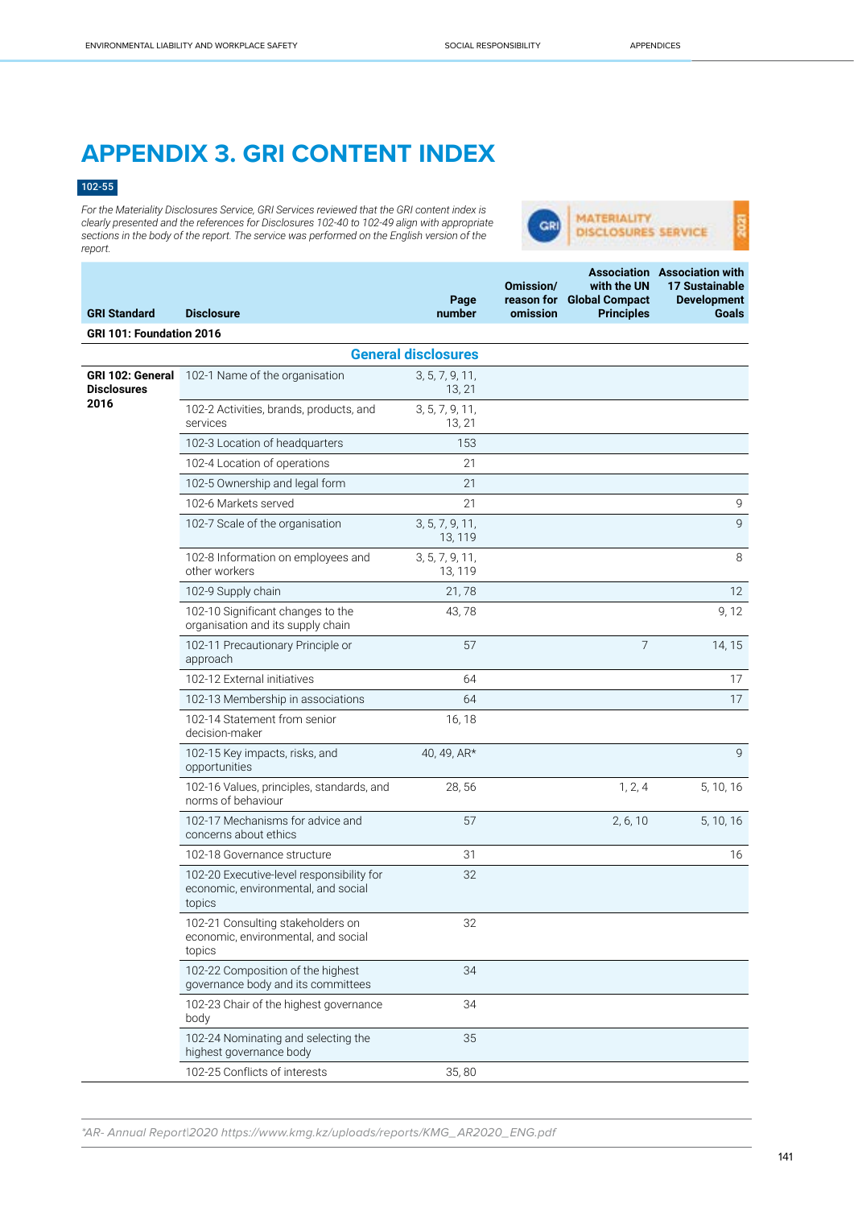# APPENDIX 3. GRI CONTENT INDEX

102-55

*For the Materiality Disclosures Service, GRI Services reviewed that the GRI content index is clearly presented and the references for Disclosures 102-40 to 102-49 align with appropriate sections in the body of the report. The service was performed on the English version of the report.*

| GRI Standard | Disclosure | Page number | Omission/ reason for omission | Association with the UN Global Compact Principles | Association with 17 Sustainable Development Goals |
|---|---|---|---|---|---|
| **GRI 101: Foundation 2016** | | | | | |
| | **General disclosures** | | | | |
| **GRI 102: General Disclosures 2016** | 102-1 Name of the organisation | 3, 5, 7, 9, 11, 13, 21 | | | |
| | 102-2 Activities, brands, products, and services | 3, 5, 7, 9, 11, 13, 21 | | | |
| | 102-3 Location of headquarters | 153 | | | |
| | 102-4 Location of operations | 21 | | | |
| | 102-5 Ownership and legal form | 21 | | | |
| | 102-6 Markets served | 21 | | | 9 |
| | 102-7 Scale of the organisation | 3, 5, 7, 9, 11, 13, 119 | | | 9 |
| | 102-8 Information on employees and other workers | 3, 5, 7, 9, 11, 13, 119 | | | 8 |
| | 102-9 Supply chain | 21, 78 | | | 12 |
| | 102-10 Significant changes to the organisation and its supply chain | 43, 78 | | | 9, 12 |
| | 102-11 Precautionary Principle or approach | 57 | | 7 | 14, 15 |
| | 102-12 External initiatives | 64 | | | 17 |
| | 102-13 Membership in associations | 64 | | | 17 |
| | 102-14 Statement from senior decision-maker | 16, 18 | | | |
| | 102-15 Key impacts, risks, and opportunities | 40, 49, AR* | | | 9 |
| | 102-16 Values, principles, standards, and norms of behaviour | 28, 56 | | 1, 2, 4 | 5, 10, 16 |
| | 102-17 Mechanisms for advice and concerns about ethics | 57 | | 2, 6, 10 | 5, 10, 16 |
| | 102-18 Governance structure | 31 | | | 16 |
| | 102-20 Executive-level responsibility for economic, environmental, and social topics | 32 | | | |
| | 102-21 Consulting stakeholders on economic, environmental, and social topics | 32 | | | |
| | 102-22 Composition of the highest governance body and its committees | 34 | | | |
| | 102-23 Chair of the highest governance body | 34 | | | |
| | 102-24 Nominating and selecting the highest governance body | 35 | | | |
| | 102-25 Conflicts of interests | 35, 80 | | | |

*\*AR- Annual Report\2020 https://www.kmg.kz/uploads/reports/KMG_AR2020_ENG.pdf*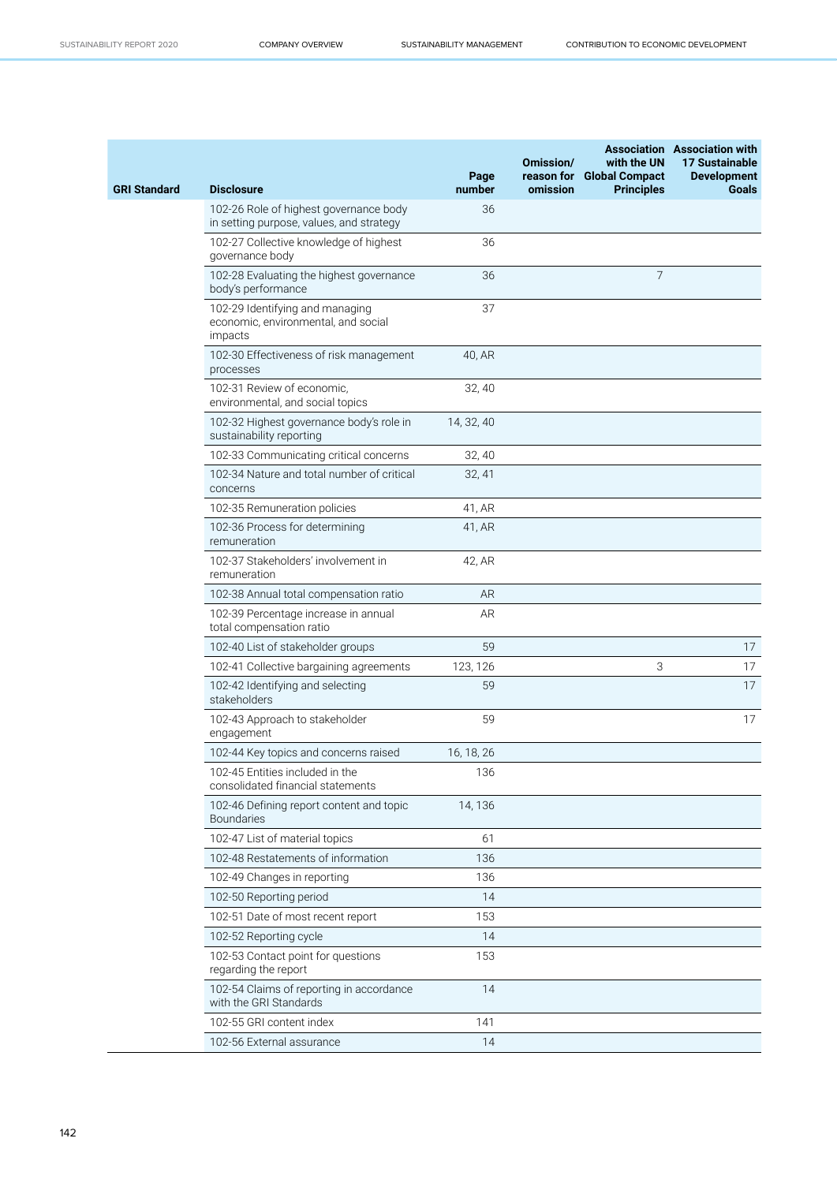| GRI Standard | Disclosure | Page number | Omission/ reason for omission | Association with the UN Global Compact Principles | Association with 17 Sustainable Development Goals |
|---|---|---|---|---|---|
| | 102-26 Role of highest governance body in setting purpose, values, and strategy | 36 | | | |
| | 102-27 Collective knowledge of highest governance body | 36 | | | |
| | 102-28 Evaluating the highest governance body's performance | 36 | | 7 | |
| | 102-29 Identifying and managing economic, environmental, and social impacts | 37 | | | |
| | 102-30 Effectiveness of risk management processes | 40, AR | | | |
| | 102-31 Review of economic, environmental, and social topics | 32, 40 | | | |
| | 102-32 Highest governance body's role in sustainability reporting | 14, 32, 40 | | | |
| | 102-33 Communicating critical concerns | 32, 40 | | | |
| | 102-34 Nature and total number of critical concerns | 32, 41 | | | |
| | 102-35 Remuneration policies | 41, AR | | | |
| | 102-36 Process for determining remuneration | 41, AR | | | |
| | 102-37 Stakeholders' involvement in remuneration | 42, AR | | | |
| | 102-38 Annual total compensation ratio | AR | | | |
| | 102-39 Percentage increase in annual total compensation ratio | AR | | | |
| | 102-40 List of stakeholder groups | 59 | | | 17 |
| | 102-41 Collective bargaining agreements | 123, 126 | | 3 | 17 |
| | 102-42 Identifying and selecting stakeholders | 59 | | | 17 |
| | 102-43 Approach to stakeholder engagement | 59 | | | 17 |
| | 102-44 Key topics and concerns raised | 16, 18, 26 | | | |
| | 102-45 Entities included in the consolidated financial statements | 136 | | | |
| | 102-46 Defining report content and topic Boundaries | 14, 136 | | | |
| | 102-47 List of material topics | 61 | | | |
| | 102-48 Restatements of information | 136 | | | |
| | 102-49 Changes in reporting | 136 | | | |
| | 102-50 Reporting period | 14 | | | |
| | 102-51 Date of most recent report | 153 | | | |
| | 102-52 Reporting cycle | 14 | | | |
| | 102-53 Contact point for questions regarding the report | 153 | | | |
| | 102-54 Claims of reporting in accordance with the GRI Standards | 14 | | | |
| | 102-55 GRI content index | 141 | | | |
| | 102-56 External assurance | 14 | | | |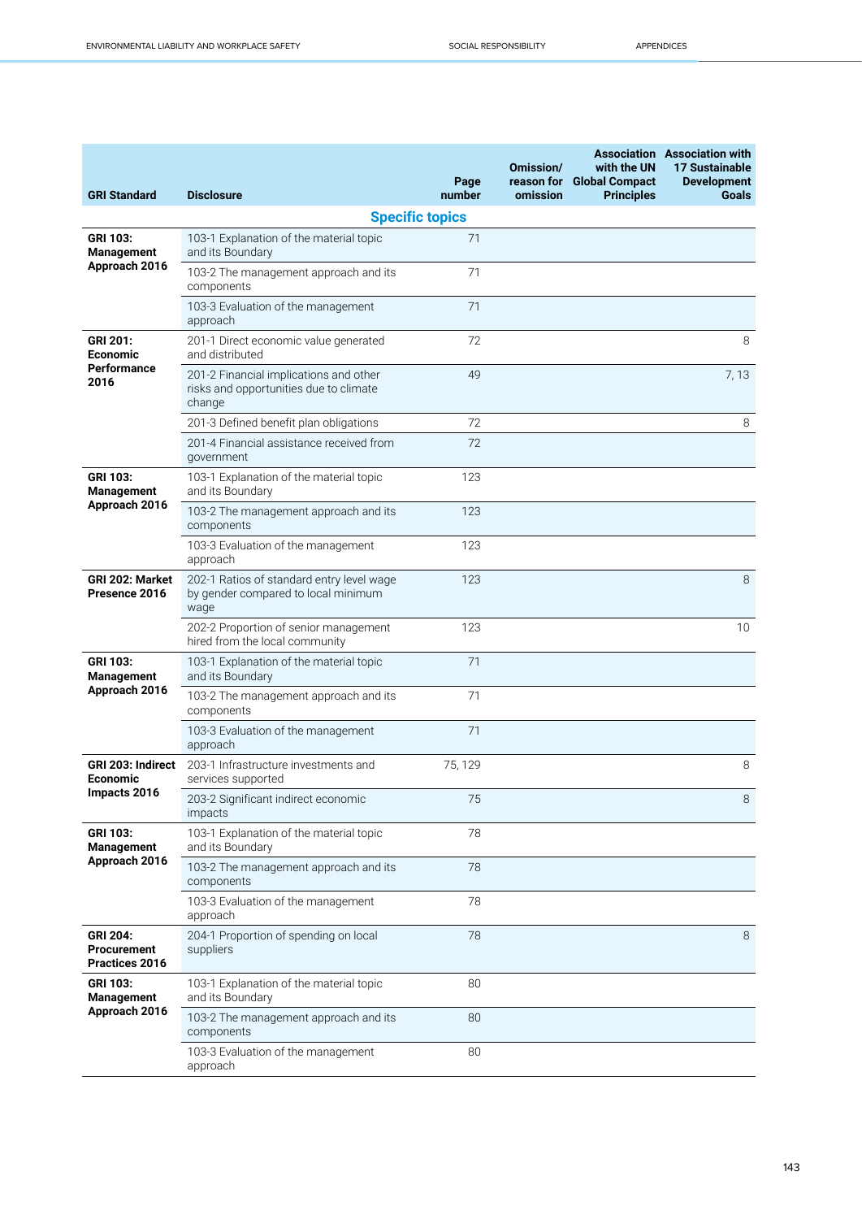| GRI Standard | Disclosure | Page number | Omission/ reason for omission | Association with the UN Global Compact Principles | Association with 17 Sustainable Development Goals |
|---|---|---|---|---|---|
| **Specific topics** | | | | | |
| **GRI 103: Management Approach 2016** | 103-1 Explanation of the material topic and its Boundary | 71 | | | |
| | 103-2 The management approach and its components | 71 | | | |
| | 103-3 Evaluation of the management approach | 71 | | | |
| **GRI 201: Economic Performance 2016** | 201-1 Direct economic value generated and distributed | 72 | | | 8 |
| | 201-2 Financial implications and other risks and opportunities due to climate change | 49 | | | 7, 13 |
| | 201-3 Defined benefit plan obligations | 72 | | | 8 |
| | 201-4 Financial assistance received from government | 72 | | | |
| **GRI 103: Management Approach 2016** | 103-1 Explanation of the material topic and its Boundary | 123 | | | |
| | 103-2 The management approach and its components | 123 | | | |
| | 103-3 Evaluation of the management approach | 123 | | | |
| **GRI 202: Market Presence 2016** | 202-1 Ratios of standard entry level wage by gender compared to local minimum wage | 123 | | | 8 |
| | 202-2 Proportion of senior management hired from the local community | 123 | | | 10 |
| **GRI 103: Management Approach 2016** | 103-1 Explanation of the material topic and its Boundary | 71 | | | |
| | 103-2 The management approach and its components | 71 | | | |
| | 103-3 Evaluation of the management approach | 71 | | | |
| **GRI 203: Indirect Economic Impacts 2016** | 203-1 Infrastructure investments and services supported | 75, 129 | | | 8 |
| | 203-2 Significant indirect economic impacts | 75 | | | 8 |
| **GRI 103: Management Approach 2016** | 103-1 Explanation of the material topic and its Boundary | 78 | | | |
| | 103-2 The management approach and its components | 78 | | | |
| | 103-3 Evaluation of the management approach | 78 | | | |
| **GRI 204: Procurement Practices 2016** | 204-1 Proportion of spending on local suppliers | 78 | | | 8 |
| **GRI 103: Management Approach 2016** | 103-1 Explanation of the material topic and its Boundary | 80 | | | |
| | 103-2 The management approach and its components | 80 | | | |
| | 103-3 Evaluation of the management approach | 80 | | | |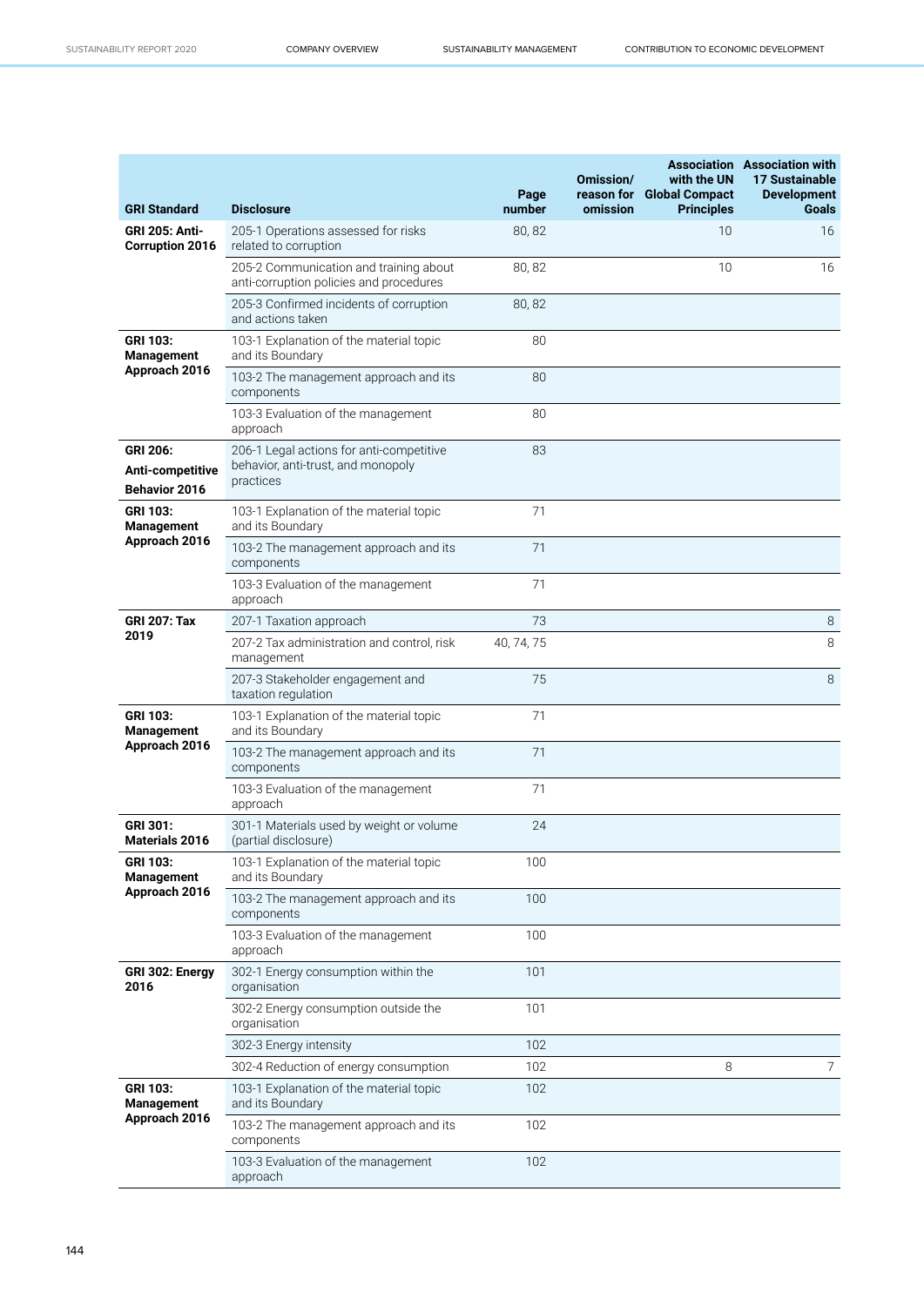| GRI Standard | Disclosure | Page number | Omission/ reason for omission | Association with the UN Global Compact Principles | Association with 17 Sustainable Development Goals |
|---|---|---|---|---|---|
| **GRI 205: Anti-Corruption 2016** | 205-1 Operations assessed for risks related to corruption | 80, 82 | | 10 | 16 |
| | 205-2 Communication and training about anti-corruption policies and procedures | 80, 82 | | 10 | 16 |
| | 205-3 Confirmed incidents of corruption and actions taken | 80, 82 | | | |
| **GRI 103: Management Approach 2016** | 103-1 Explanation of the material topic and its Boundary | 80 | | | |
| | 103-2 The management approach and its components | 80 | | | |
| | 103-3 Evaluation of the management approach | 80 | | | |
| **GRI 206: Anti-competitive Behavior 2016** | 206-1 Legal actions for anti-competitive behavior, anti-trust, and monopoly practices | 83 | | | |
| **GRI 103: Management Approach 2016** | 103-1 Explanation of the material topic and its Boundary | 71 | | | |
| | 103-2 The management approach and its components | 71 | | | |
| | 103-3 Evaluation of the management approach | 71 | | | |
| **GRI 207: Tax 2019** | 207-1 Taxation approach | 73 | | | 8 |
| | 207-2 Tax administration and control, risk management | 40, 74, 75 | | | 8 |
| | 207-3 Stakeholder engagement and taxation regulation | 75 | | | 8 |
| **GRI 103: Management Approach 2016** | 103-1 Explanation of the material topic and its Boundary | 71 | | | |
| | 103-2 The management approach and its components | 71 | | | |
| | 103-3 Evaluation of the management approach | 71 | | | |
| **GRI 301: Materials 2016** | 301-1 Materials used by weight or volume (partial disclosure) | 24 | | | |
| **GRI 103: Management Approach 2016** | 103-1 Explanation of the material topic and its Boundary | 100 | | | |
| | 103-2 The management approach and its components | 100 | | | |
| | 103-3 Evaluation of the management approach | 100 | | | |
| **GRI 302: Energy 2016** | 302-1 Energy consumption within the organisation | 101 | | | |
| | 302-2 Energy consumption outside the organisation | 101 | | | |
| | 302-3 Energy intensity | 102 | | | |
| | 302-4 Reduction of energy consumption | 102 | | 8 | 7 |
| **GRI 103: Management Approach 2016** | 103-1 Explanation of the material topic and its Boundary | 102 | | | |
| | 103-2 The management approach and its components | 102 | | | |
| | 103-3 Evaluation of the management approach | 102 | | | |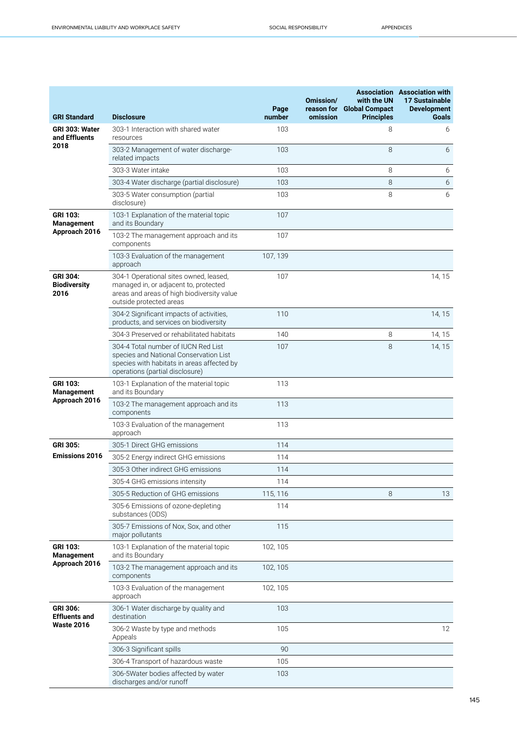| GRI Standard | Disclosure | Page number | Omission/ reason for omission | Association with the UN Global Compact Principles | Association with 17 Sustainable Development Goals |
|---|---|---|---|---|---|
| **GRI 303: Water and Effluents 2018** | 303-1 Interaction with shared water resources | 103 | | 8 | 6 |
| | 303-2 Management of water discharge-related impacts | 103 | | 8 | 6 |
| | 303-3 Water intake | 103 | | 8 | 6 |
| | 303-4 Water discharge (partial disclosure) | 103 | | 8 | 6 |
| | 303-5 Water consumption (partial disclosure) | 103 | | 8 | 6 |
| **GRI 103: Management Approach 2016** | 103-1 Explanation of the material topic and its Boundary | 107 | | | |
| | 103-2 The management approach and its components | 107 | | | |
| | 103-3 Evaluation of the management approach | 107, 139 | | | |
| **GRI 304: Biodiversity 2016** | 304-1 Operational sites owned, leased, managed in, or adjacent to, protected areas and areas of high biodiversity value outside protected areas | 107 | | | 14, 15 |
| | 304-2 Significant impacts of activities, products, and services on biodiversity | 110 | | | 14, 15 |
| | 304-3 Preserved or rehabilitated habitats | 140 | | 8 | 14, 15 |
| | 304-4 Total number of IUCN Red List species and National Conservation List species with habitats in areas affected by operations (partial disclosure) | 107 | | 8 | 14, 15 |
| **GRI 103: Management Approach 2016** | 103-1 Explanation of the material topic and its Boundary | 113 | | | |
| | 103-2 The management approach and its components | 113 | | | |
| | 103-3 Evaluation of the management approach | 113 | | | |
| **GRI 305: Emissions 2016** | 305-1 Direct GHG emissions | 114 | | | |
| | 305-2 Energy indirect GHG emissions | 114 | | | |
| | 305-3 Other indirect GHG emissions | 114 | | | |
| | 305-4 GHG emissions intensity | 114 | | | |
| | 305-5 Reduction of GHG emissions | 115, 116 | | 8 | 13 |
| | 305-6 Emissions of ozone-depleting substances (ODS) | 114 | | | |
| | 305-7 Emissions of Nox, Sox, and other major pollutants | 115 | | | |
| **GRI 103: Management Approach 2016** | 103-1 Explanation of the material topic and its Boundary | 102, 105 | | | |
| | 103-2 The management approach and its components | 102, 105 | | | |
| | 103-3 Evaluation of the management approach | 102, 105 | | | |
| **GRI 306: Effluents and Waste 2016** | 306-1 Water discharge by quality and destination | 103 | | | |
| | 306-2 Waste by type and methods Appeals | 105 | | | 12 |
| | 306-3 Significant spills | 90 | | | |
| | 306-4 Transport of hazardous waste | 105 | | | |
| | 306-5Water bodies affected by water discharges and/or runoff | 103 | | | |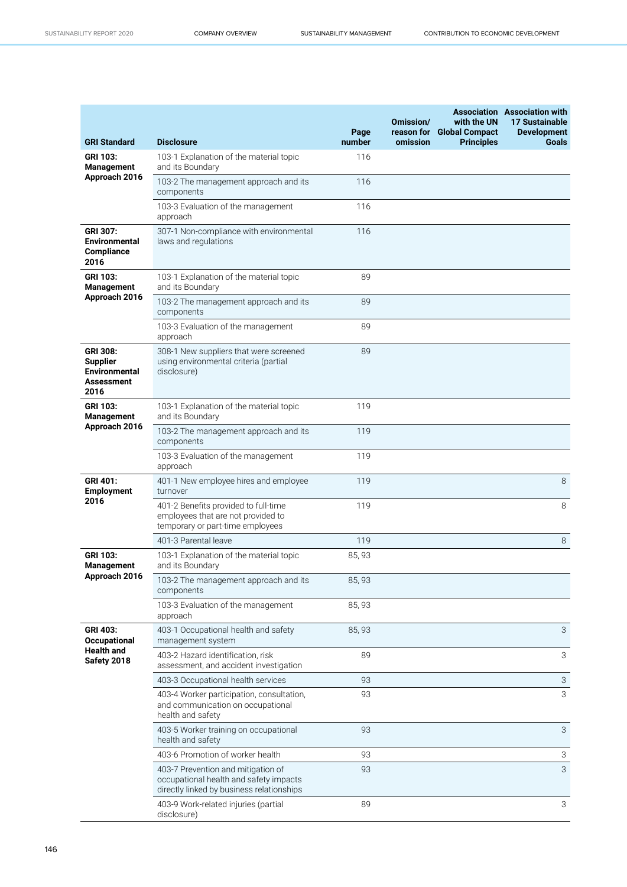| GRI Standard | Disclosure | Page number | Omission/ reason for omission | Association with the UN Global Compact Principles | Association with 17 Sustainable Development Goals |
|---|---|---|---|---|---|
| **GRI 103: Management Approach 2016** | 103-1 Explanation of the material topic and its Boundary | 116 | | | |
| | 103-2 The management approach and its components | 116 | | | |
| | 103-3 Evaluation of the management approach | 116 | | | |
| **GRI 307: Environmental Compliance 2016** | 307-1 Non-compliance with environmental laws and regulations | 116 | | | |
| **GRI 103: Management Approach 2016** | 103-1 Explanation of the material topic and its Boundary | 89 | | | |
| | 103-2 The management approach and its components | 89 | | | |
| | 103-3 Evaluation of the management approach | 89 | | | |
| **GRI 308: Supplier Environmental Assessment 2016** | 308-1 New suppliers that were screened using environmental criteria (partial disclosure) | 89 | | | |
| **GRI 103: Management Approach 2016** | 103-1 Explanation of the material topic and its Boundary | 119 | | | |
| | 103-2 The management approach and its components | 119 | | | |
| | 103-3 Evaluation of the management approach | 119 | | | |
| **GRI 401: Employment 2016** | 401-1 New employee hires and employee turnover | 119 | | | 8 |
| | 401-2 Benefits provided to full-time employees that are not provided to temporary or part-time employees | 119 | | | 8 |
| | 401-3 Parental leave | 119 | | | 8 |
| **GRI 103: Management Approach 2016** | 103-1 Explanation of the material topic and its Boundary | 85, 93 | | | |
| | 103-2 The management approach and its components | 85, 93 | | | |
| | 103-3 Evaluation of the management approach | 85, 93 | | | |
| **GRI 403: Occupational Health and Safety 2018** | 403-1 Occupational health and safety management system | 85, 93 | | | 3 |
| | 403-2 Hazard identification, risk assessment, and accident investigation | 89 | | | 3 |
| | 403-3 Occupational health services | 93 | | | 3 |
| | 403-4 Worker participation, consultation, and communication on occupational health and safety | 93 | | | 3 |
| | 403-5 Worker training on occupational health and safety | 93 | | | 3 |
| | 403-6 Promotion of worker health | 93 | | | 3 |
| | 403-7 Prevention and mitigation of occupational health and safety impacts directly linked by business relationships | 93 | | | 3 |
| | 403-9 Work-related injuries (partial disclosure) | 89 | | | 3 |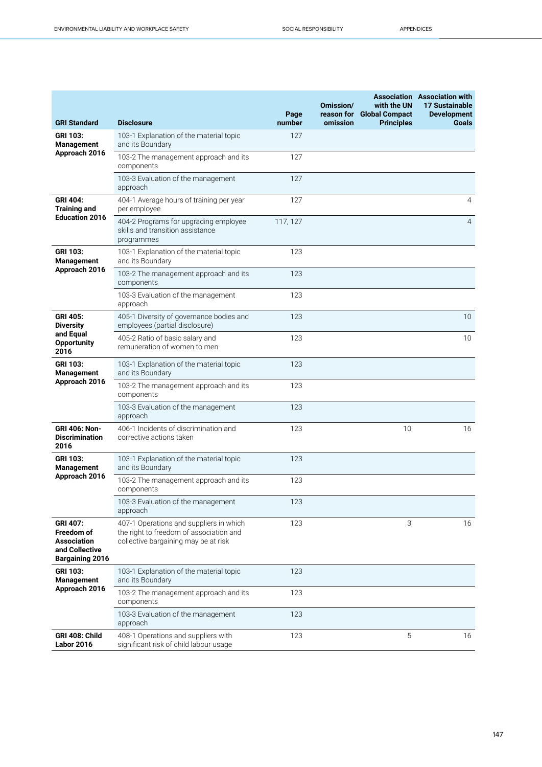| GRI Standard | Disclosure | Page number | Omission/ reason for omission | Association with the UN Global Compact Principles | Association with 17 Sustainable Development Goals |
|---|---|---|---|---|---|
| GRI 103: Management Approach 2016 | 103-1 Explanation of the material topic and its Boundary | 127 | | | |
| | 103-2 The management approach and its components | 127 | | | |
| | 103-3 Evaluation of the management approach | 127 | | | |
| GRI 404: Training and Education 2016 | 404-1 Average hours of training per year per employee | 127 | | | 4 |
| | 404-2 Programs for upgrading employee skills and transition assistance programmes | 117, 127 | | | 4 |
| GRI 103: Management Approach 2016 | 103-1 Explanation of the material topic and its Boundary | 123 | | | |
| | 103-2 The management approach and its components | 123 | | | |
| | 103-3 Evaluation of the management approach | 123 | | | |
| GRI 405: Diversity and Equal Opportunity 2016 | 405-1 Diversity of governance bodies and employees (partial disclosure) | 123 | | | 10 |
| | 405-2 Ratio of basic salary and remuneration of women to men | 123 | | | 10 |
| GRI 103: Management Approach 2016 | 103-1 Explanation of the material topic and its Boundary | 123 | | | |
| | 103-2 The management approach and its components | 123 | | | |
| | 103-3 Evaluation of the management approach | 123 | | | |
| GRI 406: Non-Discrimination 2016 | 406-1 Incidents of discrimination and corrective actions taken | 123 | | 10 | 16 |
| GRI 103: Management Approach 2016 | 103-1 Explanation of the material topic and its Boundary | 123 | | | |
| | 103-2 The management approach and its components | 123 | | | |
| | 103-3 Evaluation of the management approach | 123 | | | |
| GRI 407: Freedom of Association and Collective Bargaining 2016 | 407-1 Operations and suppliers in which the right to freedom of association and collective bargaining may be at risk | 123 | | 3 | 16 |
| GRI 103: Management Approach 2016 | 103-1 Explanation of the material topic and its Boundary | 123 | | | |
| | 103-2 The management approach and its components | 123 | | | |
| | 103-3 Evaluation of the management approach | 123 | | | |
| GRI 408: Child Labor 2016 | 408-1 Operations and suppliers with significant risk of child labour usage | 123 | | 5 | 16 |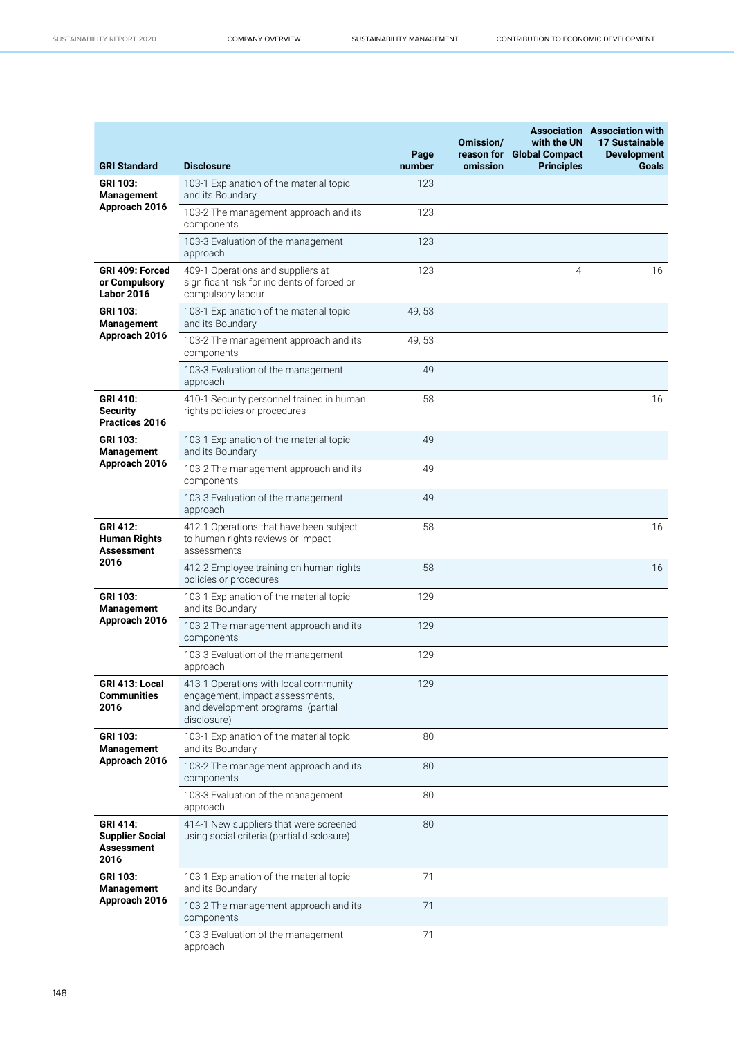| GRI Standard | Disclosure | Page number | Omission/ reason for omission | Association with the UN Global Compact Principles | Association with 17 Sustainable Development Goals |
|---|---|---|---|---|---|
| GRI 103: Management Approach 2016 | 103-1 Explanation of the material topic and its Boundary | 123 | | | |
| | 103-2 The management approach and its components | 123 | | | |
| | 103-3 Evaluation of the management approach | 123 | | | |
| GRI 409: Forced or Compulsory Labor 2016 | 409-1 Operations and suppliers at significant risk for incidents of forced or compulsory labour | 123 | | 4 | 16 |
| GRI 103: Management Approach 2016 | 103-1 Explanation of the material topic and its Boundary | 49, 53 | | | |
| | 103-2 The management approach and its components | 49, 53 | | | |
| | 103-3 Evaluation of the management approach | 49 | | | |
| GRI 410: Security Practices 2016 | 410-1 Security personnel trained in human rights policies or procedures | 58 | | | 16 |
| GRI 103: Management Approach 2016 | 103-1 Explanation of the material topic and its Boundary | 49 | | | |
| | 103-2 The management approach and its components | 49 | | | |
| | 103-3 Evaluation of the management approach | 49 | | | |
| GRI 412: Human Rights Assessment 2016 | 412-1 Operations that have been subject to human rights reviews or impact assessments | 58 | | | 16 |
| | 412-2 Employee training on human rights policies or procedures | 58 | | | 16 |
| GRI 103: Management Approach 2016 | 103-1 Explanation of the material topic and its Boundary | 129 | | | |
| | 103-2 The management approach and its components | 129 | | | |
| | 103-3 Evaluation of the management approach | 129 | | | |
| GRI 413: Local Communities 2016 | 413-1 Operations with local community engagement, impact assessments, and development programs (partial disclosure) | 129 | | | |
| GRI 103: Management Approach 2016 | 103-1 Explanation of the material topic and its Boundary | 80 | | | |
| | 103-2 The management approach and its components | 80 | | | |
| | 103-3 Evaluation of the management approach | 80 | | | |
| GRI 414: Supplier Social Assessment 2016 | 414-1 New suppliers that were screened using social criteria (partial disclosure) | 80 | | | |
| GRI 103: Management Approach 2016 | 103-1 Explanation of the material topic and its Boundary | 71 | | | |
| | 103-2 The management approach and its components | 71 | | | |
| | 103-3 Evaluation of the management approach | 71 | | | |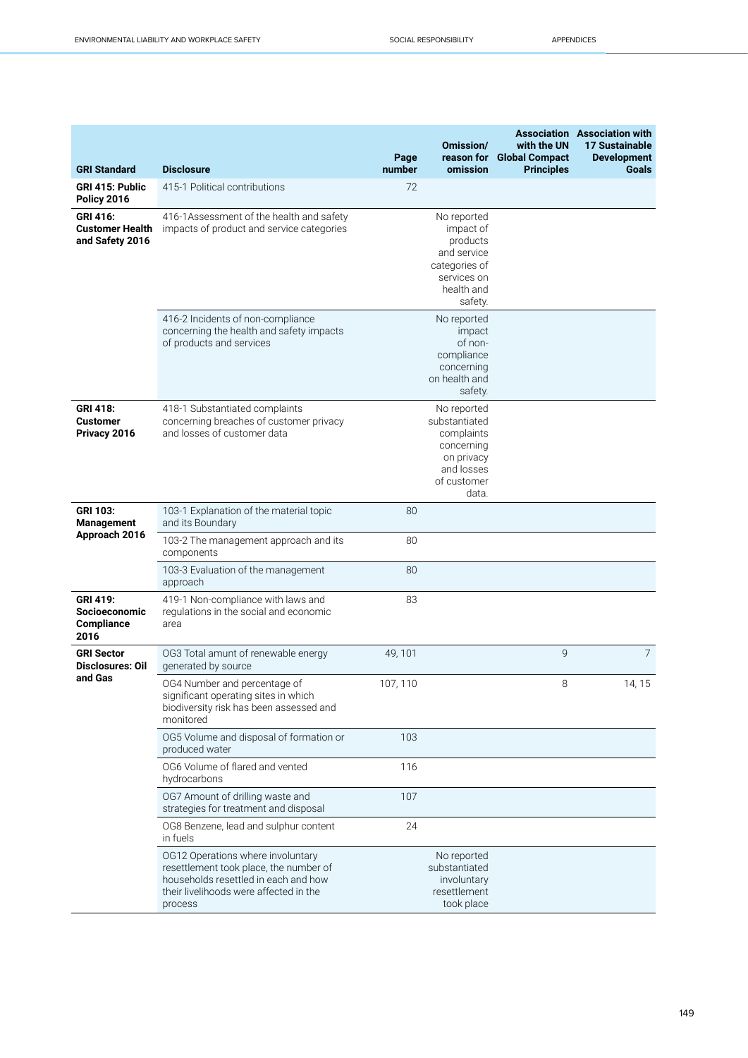| GRI Standard | Disclosure | Page number | Omission/ reason for omission | Association with the UN Global Compact Principles | Association with 17 Sustainable Development Goals |
|---|---|---|---|---|---|
| **GRI 415: Public Policy 2016** | 415-1 Political contributions | 72 | | | |
| **GRI 416: Customer Health and Safety 2016** | 416-1Assessment of the health and safety impacts of product and service categories | | No reported impact of products and service categories of services on health and safety. | | |
| | 416-2 Incidents of non-compliance concerning the health and safety impacts of products and services | | No reported impact of non-compliance concerning on health and safety. | | |
| **GRI 418: Customer Privacy 2016** | 418-1 Substantiated complaints concerning breaches of customer privacy and losses of customer data | | No reported substantiated complaints concerning on privacy and losses of customer data. | | |
| **GRI 103: Management Approach 2016** | 103-1 Explanation of the material topic and its Boundary | 80 | | | |
| | 103-2 The management approach and its components | 80 | | | |
| | 103-3 Evaluation of the management approach | 80 | | | |
| **GRI 419: Socioeconomic Compliance 2016** | 419-1 Non-compliance with laws and regulations in the social and economic area | 83 | | | |
| **GRI Sector Disclosures: Oil and Gas** | OG3 Total amunt of renewable energy generated by source | 49, 101 | | 9 | 7 |
| | OG4 Number and percentage of significant operating sites in which biodiversity risk has been assessed and monitored | 107, 110 | | 8 | 14, 15 |
| | OG5 Volume and disposal of formation or produced water | 103 | | | |
| | OG6 Volume of flared and vented hydrocarbons | 116 | | | |
| | OG7 Amount of drilling waste and strategies for treatment and disposal | 107 | | | |
| | OG8 Benzene, lead and sulphur content in fuels | 24 | | | |
| | OG12 Operations where involuntary resettlement took place, the number of households resettled in each and how their livelihoods were affected in the process | | No reported substantiated involuntary resettlement took place | | |